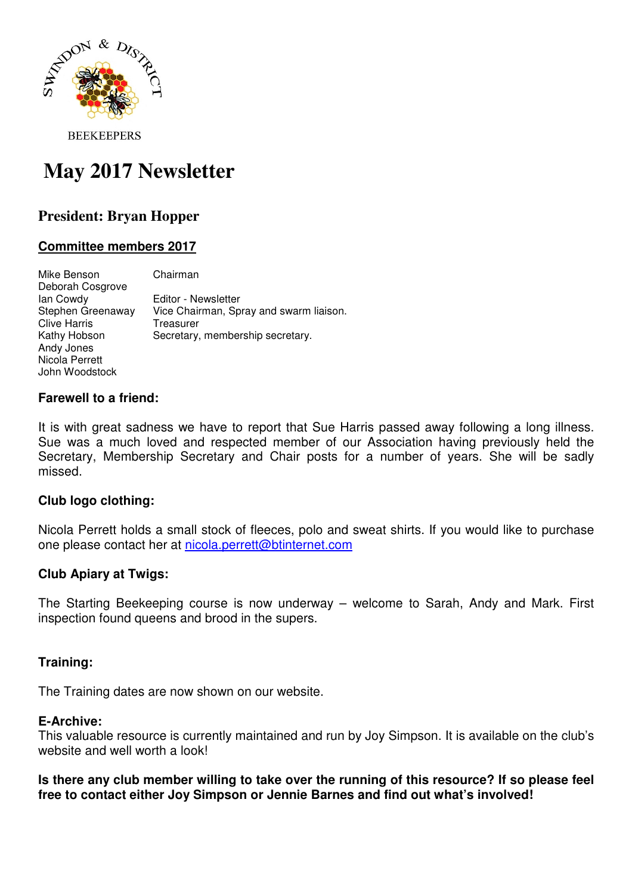SWINDON & DISTRICT

BEEKEEPERS

# May 2017 Newsletter

## President: Bryan Hopper

### Committee members 2017

| | |
|---|---|
| Mike Benson | Chairman |
| Deborah Cosgrove | |
| Ian Cowdy | Editor - Newsletter |
| Stephen Greenaway | Vice Chairman, Spray and swarm liaison. |
| Clive Harris | Treasurer |
| Kathy Hobson | Secretary, membership secretary. |
| Andy Jones | |
| Nicola Perrett | |
| John Woodstock | |

**Farewell to a friend:**

It is with great sadness we have to report that Sue Harris passed away following a long illness. Sue was a much loved and respected member of our Association having previously held the Secretary, Membership Secretary and Chair posts for a number of years. She will be sadly missed.

**Club logo clothing:**

Nicola Perrett holds a small stock of fleeces, polo and sweat shirts. If you would like to purchase one please contact her at nicola.perrett@btinternet.com

**Club Apiary at Twigs:**

The Starting Beekeeping course is now underway – welcome to Sarah, Andy and Mark. First inspection found queens and brood in the supers.

**Training:**

The Training dates are now shown on our website.

**E-Archive:**

This valuable resource is currently maintained and run by Joy Simpson. It is available on the club's website and well worth a look!

**Is there any club member willing to take over the running of this resource? If so please feel free to contact either Joy Simpson or Jennie Barnes and find out what's involved!**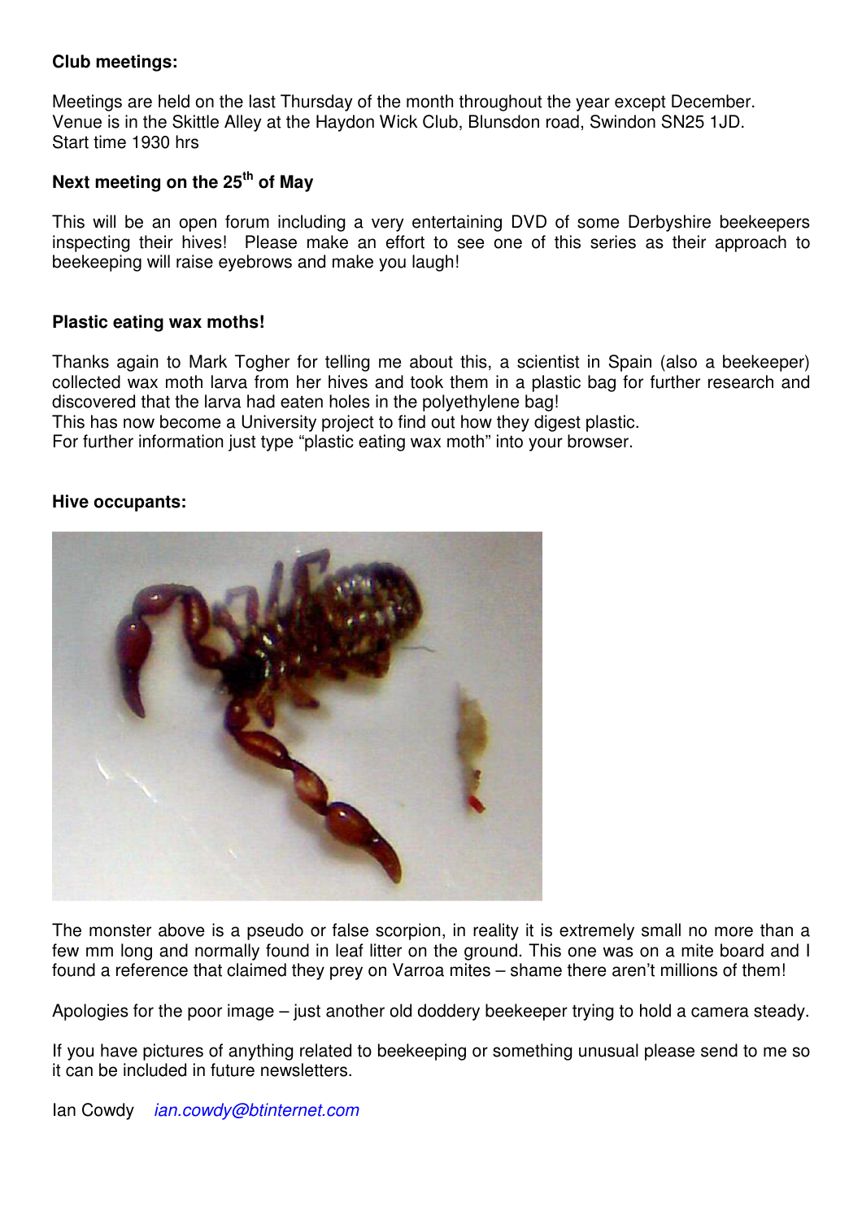**Club meetings:**

Meetings are held on the last Thursday of the month throughout the year except December.
Venue is in the Skittle Alley at the Haydon Wick Club, Blunsdon road, Swindon SN25 1JD.
Start time 1930 hrs

**Next meeting on the 25th of May**

This will be an open forum including a very entertaining DVD of some Derbyshire beekeepers inspecting their hives! Please make an effort to see one of this series as their approach to beekeeping will raise eyebrows and make you laugh!

**Plastic eating wax moths!**

Thanks again to Mark Togher for telling me about this, a scientist in Spain (also a beekeeper) collected wax moth larva from her hives and took them in a plastic bag for further research and discovered that the larva had eaten holes in the polyethylene bag!
This has now become a University project to find out how they digest plastic.
For further information just type "plastic eating wax moth" into your browser.

**Hive occupants:**

The monster above is a pseudo or false scorpion, in reality it is extremely small no more than a few mm long and normally found in leaf litter on the ground. This one was on a mite board and I found a reference that claimed they prey on Varroa mites – shame there aren't millions of them!

Apologies for the poor image – just another old doddery beekeeper trying to hold a camera steady.

If you have pictures of anything related to beekeeping or something unusual please send to me so it can be included in future newsletters.

Ian Cowdy *ian.cowdy@btinternet.com*